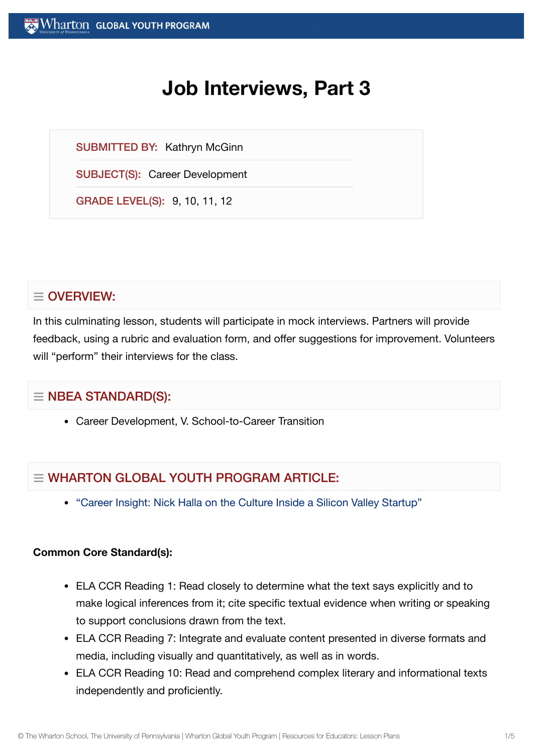# Job Interviews, Part 3

SUBMITTED BY: Kathryn McGinn

SUBJECT(S): Career Development

GRADE LEVEL(S): 9, 10, 11, 12

## OVERVIEW:

In this culminating lesson, students will participate in mock interviews. Partners will provide feedback, using a rubric and evaluation form, and offer suggestions for improvement. Volunteers will "perform" their interviews for the class.

## NBEA STANDARD(S):

- Career Development, V. School-to-Career Transition

## WHARTON GLOBAL YOUTH PROGRAM ARTICLE:

- "Career Insight: Nick Halla on the Culture Inside a Silicon Valley Startup"

**Common Core Standard(s):**

- ELA CCR Reading 1: Read closely to determine what the text says explicitly and to make logical inferences from it; cite specific textual evidence when writing or speaking to support conclusions drawn from the text.
- ELA CCR Reading 7: Integrate and evaluate content presented in diverse formats and media, including visually and quantitatively, as well as in words.
- ELA CCR Reading 10: Read and comprehend complex literary and informational texts independently and proficiently.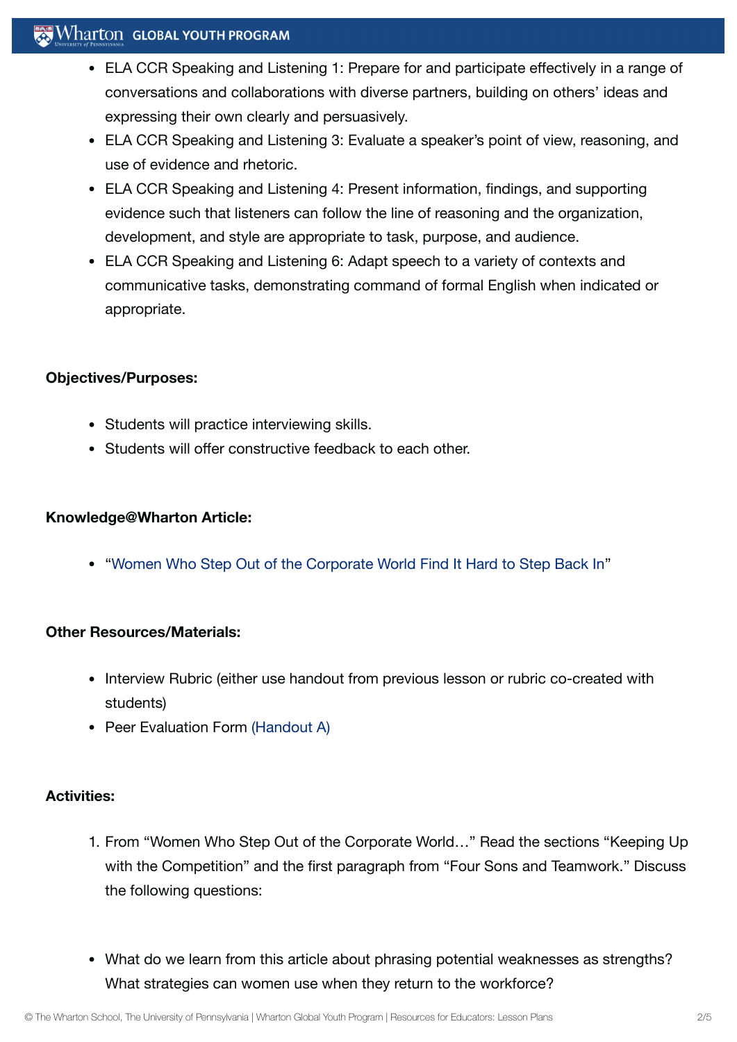- ELA CCR Speaking and Listening 1: Prepare for and participate effectively in a range of conversations and collaborations with diverse partners, building on others' ideas and expressing their own clearly and persuasively.
- ELA CCR Speaking and Listening 3: Evaluate a speaker's point of view, reasoning, and use of evidence and rhetoric.
- ELA CCR Speaking and Listening 4: Present information, findings, and supporting evidence such that listeners can follow the line of reasoning and the organization, development, and style are appropriate to task, purpose, and audience.
- ELA CCR Speaking and Listening 6: Adapt speech to a variety of contexts and communicative tasks, demonstrating command of formal English when indicated or appropriate.

**Objectives/Purposes:**

- Students will practice interviewing skills.
- Students will offer constructive feedback to each other.

**Knowledge@Wharton Article:**

- "Women Who Step Out of the Corporate World Find It Hard to Step Back In"

**Other Resources/Materials:**

- Interview Rubric (either use handout from previous lesson or rubric co-created with students)
- Peer Evaluation Form (Handout A)

**Activities:**

1. From "Women Who Step Out of the Corporate World…" Read the sections "Keeping Up with the Competition" and the first paragraph from "Four Sons and Teamwork." Discuss the following questions:

- What do we learn from this article about phrasing potential weaknesses as strengths? What strategies can women use when they return to the workforce?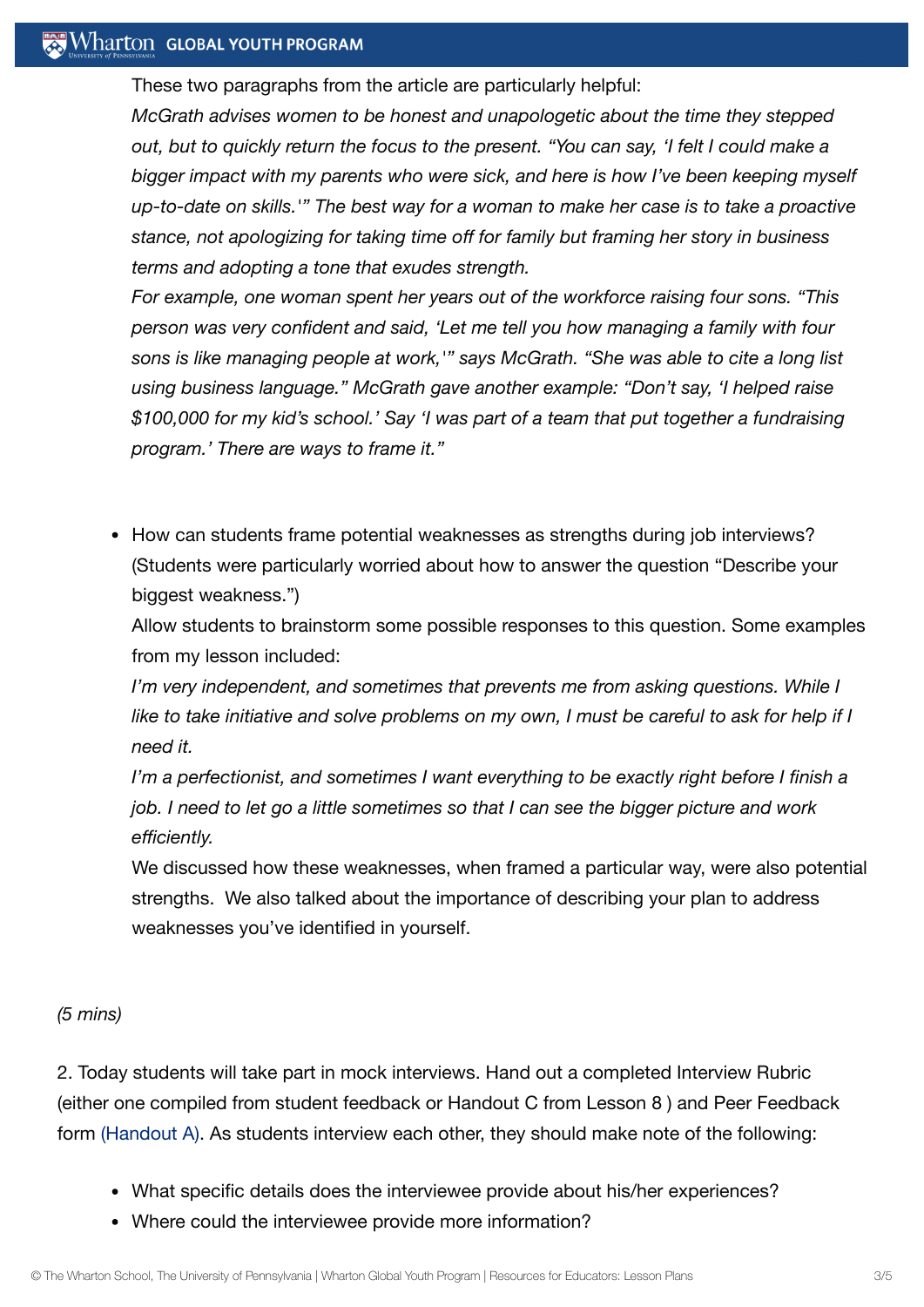These two paragraphs from the article are particularly helpful:

*McGrath advises women to be honest and unapologetic about the time they stepped out, but to quickly return the focus to the present. "You can say, 'I felt I could make a bigger impact with my parents who were sick, and here is how I've been keeping myself up-to-date on skills.'" The best way for a woman to make her case is to take a proactive stance, not apologizing for taking time off for family but framing her story in business terms and adopting a tone that exudes strength.*

*For example, one woman spent her years out of the workforce raising four sons. "This person was very confident and said, 'Let me tell you how managing a family with four sons is like managing people at work,'" says McGrath. "She was able to cite a long list using business language." McGrath gave another example: "Don't say, 'I helped raise $100,000 for my kid's school.' Say 'I was part of a team that put together a fundraising program.' There are ways to frame it."*

- How can students frame potential weaknesses as strengths during job interviews? (Students were particularly worried about how to answer the question "Describe your biggest weakness.")

  Allow students to brainstorm some possible responses to this question. Some examples from my lesson included:

  *I'm very independent, and sometimes that prevents me from asking questions. While I like to take initiative and solve problems on my own, I must be careful to ask for help if I need it.*

  *I'm a perfectionist, and sometimes I want everything to be exactly right before I finish a job. I need to let go a little sometimes so that I can see the bigger picture and work efficiently.*

  We discussed how these weaknesses, when framed a particular way, were also potential strengths. We also talked about the importance of describing your plan to address weaknesses you've identified in yourself.

*(5 mins)*

2. Today students will take part in mock interviews. Hand out a completed Interview Rubric (either one compiled from student feedback or Handout C from Lesson 8 ) and Peer Feedback form (Handout A). As students interview each other, they should make note of the following:

- What specific details does the interviewee provide about his/her experiences?
- Where could the interviewee provide more information?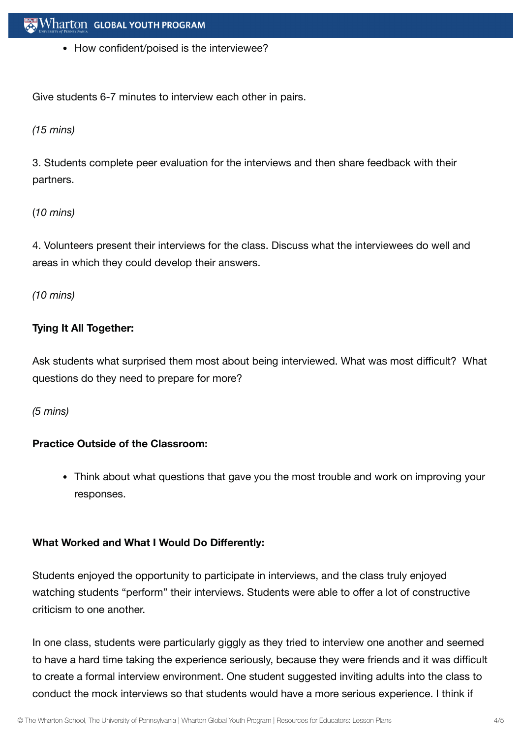- How confident/poised is the interviewee?

Give students 6-7 minutes to interview each other in pairs.

*(15 mins)*

3. Students complete peer evaluation for the interviews and then share feedback with their partners.

(*10 mins)*

4. Volunteers present their interviews for the class. Discuss what the interviewees do well and areas in which they could develop their answers.

*(10 mins)*

**Tying It All Together:**

Ask students what surprised them most about being interviewed. What was most difficult? What questions do they need to prepare for more?

*(5 mins)*

**Practice Outside of the Classroom:**

- Think about what questions that gave you the most trouble and work on improving your responses.

**What Worked and What I Would Do Differently:**

Students enjoyed the opportunity to participate in interviews, and the class truly enjoyed watching students "perform" their interviews. Students were able to offer a lot of constructive criticism to one another.

In one class, students were particularly giggly as they tried to interview one another and seemed to have a hard time taking the experience seriously, because they were friends and it was difficult to create a formal interview environment. One student suggested inviting adults into the class to conduct the mock interviews so that students would have a more serious experience. I think if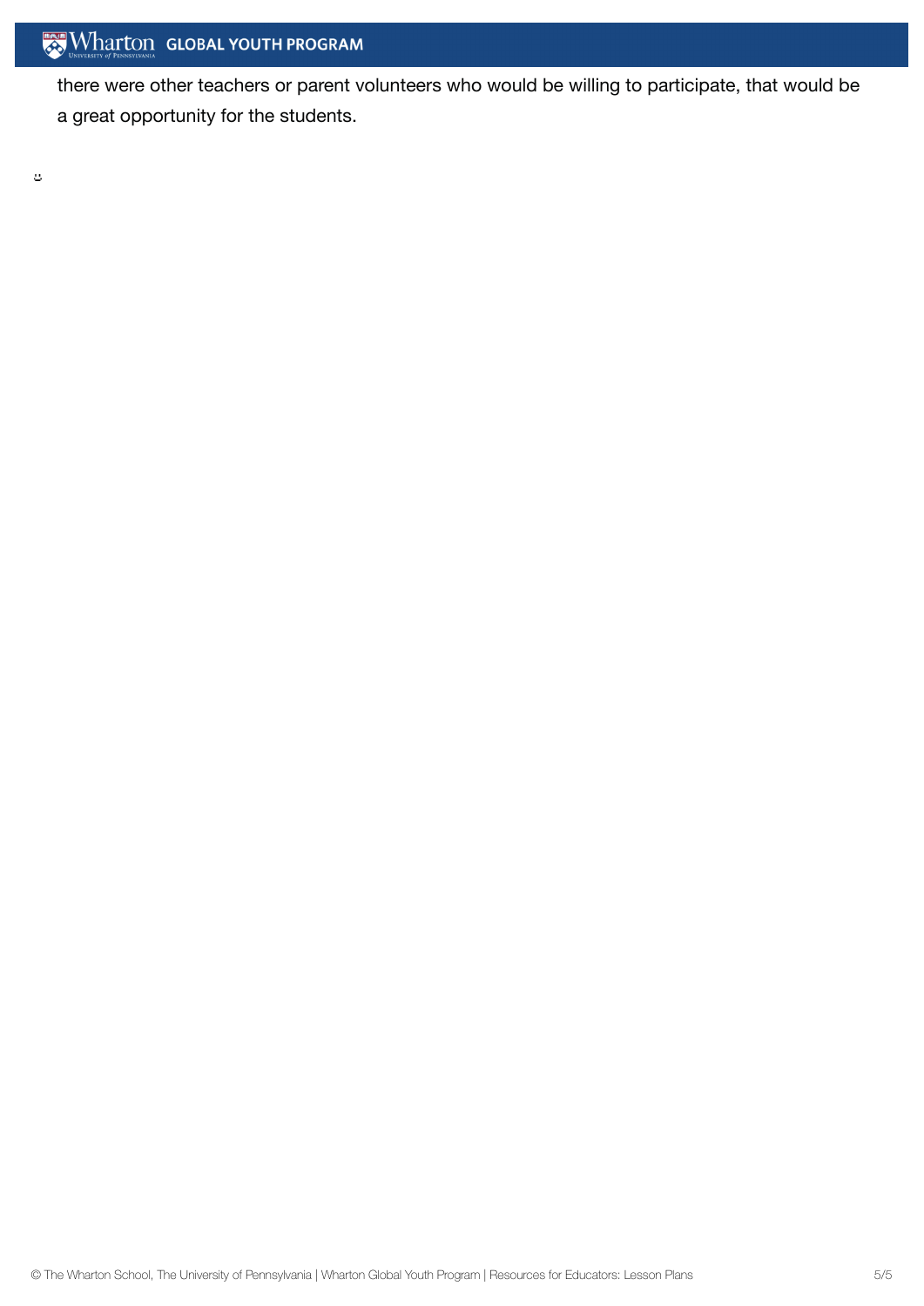there were other teachers or parent volunteers who would be willing to participate, that would be a great opportunity for the students.